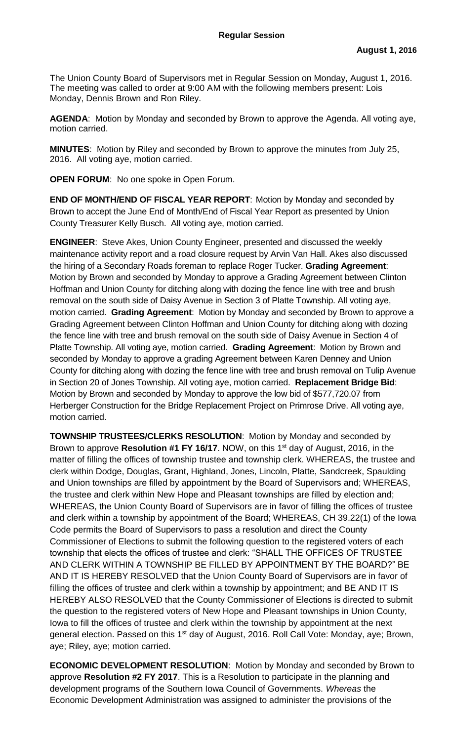**Regular Session**

**August 1, 2016**

The Union County Board of Supervisors met in Regular Session on Monday, August 1, 2016. The meeting was called to order at 9:00 AM with the following members present: Lois Monday, Dennis Brown and Ron Riley.

**AGENDA**: Motion by Monday and seconded by Brown to approve the Agenda. All voting aye, motion carried.

**MINUTES**: Motion by Riley and seconded by Brown to approve the minutes from July 25, 2016. All voting aye, motion carried.

**OPEN FORUM**: No one spoke in Open Forum.

**END OF MONTH/END OF FISCAL YEAR REPORT**: Motion by Monday and seconded by Brown to accept the June End of Month/End of Fiscal Year Report as presented by Union County Treasurer Kelly Busch. All voting aye, motion carried.

**ENGINEER**: Steve Akes, Union County Engineer, presented and discussed the weekly maintenance activity report and a road closure request by Arvin Van Hall. Akes also discussed the hiring of a Secondary Roads foreman to replace Roger Tucker. **Grading Agreement**: Motion by Brown and seconded by Monday to approve a Grading Agreement between Clinton Hoffman and Union County for ditching along with dozing the fence line with tree and brush removal on the south side of Daisy Avenue in Section 3 of Platte Township. All voting aye, motion carried. **Grading Agreement**: Motion by Monday and seconded by Brown to approve a Grading Agreement between Clinton Hoffman and Union County for ditching along with dozing the fence line with tree and brush removal on the south side of Daisy Avenue in Section 4 of Platte Township. All voting aye, motion carried. **Grading Agreement**: Motion by Brown and seconded by Monday to approve a grading Agreement between Karen Denney and Union County for ditching along with dozing the fence line with tree and brush removal on Tulip Avenue in Section 20 of Jones Township. All voting aye, motion carried. **Replacement Bridge Bid**: Motion by Brown and seconded by Monday to approve the low bid of $577,720.07 from Herberger Construction for the Bridge Replacement Project on Primrose Drive. All voting aye, motion carried.

**TOWNSHIP TRUSTEES/CLERKS RESOLUTION**: Motion by Monday and seconded by Brown to approve **Resolution #1 FY 16/17**. NOW, on this 1st day of August, 2016, in the matter of filling the offices of township trustee and township clerk. WHEREAS, the trustee and clerk within Dodge, Douglas, Grant, Highland, Jones, Lincoln, Platte, Sandcreek, Spaulding and Union townships are filled by appointment by the Board of Supervisors and; WHEREAS, the trustee and clerk within New Hope and Pleasant townships are filled by election and; WHEREAS, the Union County Board of Supervisors are in favor of filling the offices of trustee and clerk within a township by appointment of the Board; WHEREAS, CH 39.22(1) of the Iowa Code permits the Board of Supervisors to pass a resolution and direct the County Commissioner of Elections to submit the following question to the registered voters of each township that elects the offices of trustee and clerk: "SHALL THE OFFICES OF TRUSTEE AND CLERK WITHIN A TOWNSHIP BE FILLED BY APPOINTMENT BY THE BOARD?" BE AND IT IS HEREBY RESOLVED that the Union County Board of Supervisors are in favor of filling the offices of trustee and clerk within a township by appointment; and BE AND IT IS HEREBY ALSO RESOLVED that the County Commissioner of Elections is directed to submit the question to the registered voters of New Hope and Pleasant townships in Union County, Iowa to fill the offices of trustee and clerk within the township by appointment at the next general election. Passed on this 1st day of August, 2016. Roll Call Vote: Monday, aye; Brown, aye; Riley, aye; motion carried.

**ECONOMIC DEVELOPMENT RESOLUTION**: Motion by Monday and seconded by Brown to approve **Resolution #2 FY 2017**. This is a Resolution to participate in the planning and development programs of the Southern Iowa Council of Governments. *Whereas* the Economic Development Administration was assigned to administer the provisions of the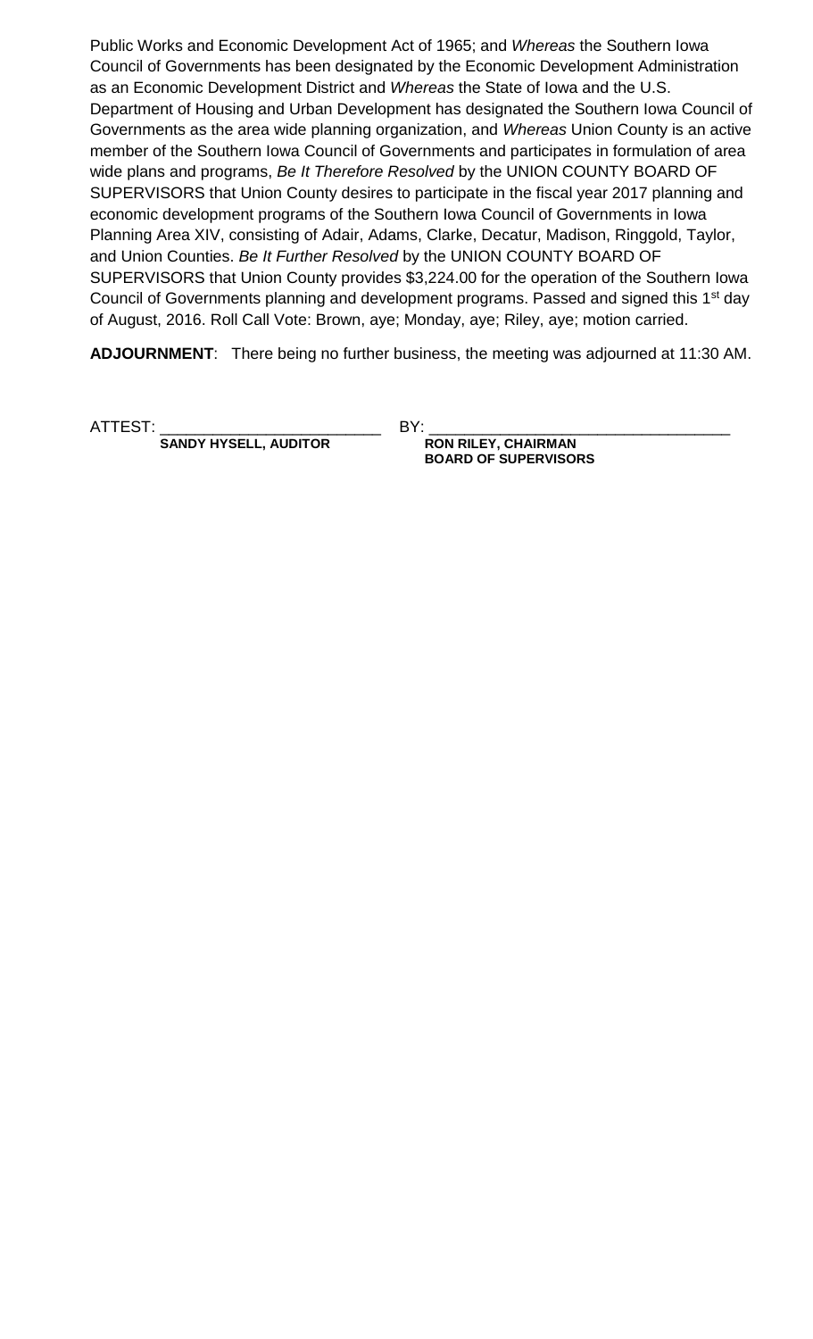Public Works and Economic Development Act of 1965; and *Whereas* the Southern Iowa Council of Governments has been designated by the Economic Development Administration as an Economic Development District and *Whereas* the State of Iowa and the U.S. Department of Housing and Urban Development has designated the Southern Iowa Council of Governments as the area wide planning organization, and *Whereas* Union County is an active member of the Southern Iowa Council of Governments and participates in formulation of area wide plans and programs, *Be It Therefore Resolved* by the UNION COUNTY BOARD OF SUPERVISORS that Union County desires to participate in the fiscal year 2017 planning and economic development programs of the Southern Iowa Council of Governments in Iowa Planning Area XIV, consisting of Adair, Adams, Clarke, Decatur, Madison, Ringgold, Taylor, and Union Counties. *Be It Further Resolved* by the UNION COUNTY BOARD OF SUPERVISORS that Union County provides $3,224.00 for the operation of the Southern Iowa Council of Governments planning and development programs. Passed and signed this 1st day of August, 2016. Roll Call Vote: Brown, aye; Monday, aye; Riley, aye; motion carried.

**ADJOURNMENT**: There being no further business, the meeting was adjourned at 11:30 AM.

ATTEST: _________________________ BY: _________________________________

**SANDY HYSELL, AUDITOR** **RON RILEY, CHAIRMAN**
**BOARD OF SUPERVISORS**